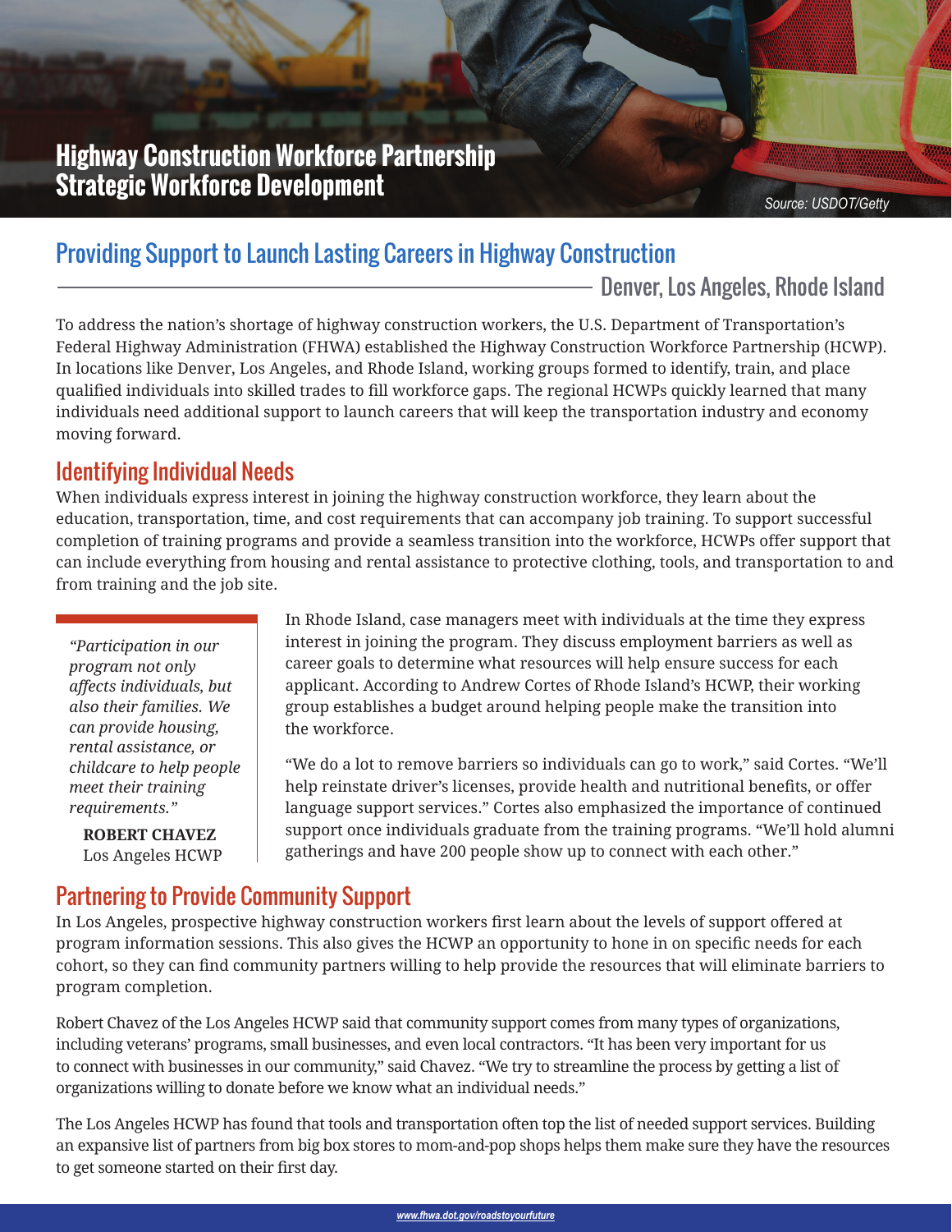# Highway Construction Workforce Partnership Strategic Workforce Development

Source: USDOT/Getty

## Providing Support to Launch Lasting Careers in Highway Construction

Denver, Los Angeles, Rhode Island

To address the nation's shortage of highway construction workers, the U.S. Department of Transportation's Federal Highway Administration (FHWA) established the Highway Construction Workforce Partnership (HCWP). In locations like Denver, Los Angeles, and Rhode Island, working groups formed to identify, train, and place qualified individuals into skilled trades to fill workforce gaps. The regional HCWPs quickly learned that many individuals need additional support to launch careers that will keep the transportation industry and economy moving forward.

## Identifying Individual Needs

When individuals express interest in joining the highway construction workforce, they learn about the education, transportation, time, and cost requirements that can accompany job training. To support successful completion of training programs and provide a seamless transition into the workforce, HCWPs offer support that can include everything from housing and rental assistance to protective clothing, tools, and transportation to and from training and the job site.

> *"Participation in our program not only affects individuals, but also their families. We can provide housing, rental assistance, or childcare to help people meet their training requirements."*
>
> **ROBERT CHAVEZ**
> Los Angeles HCWP

In Rhode Island, case managers meet with individuals at the time they express interest in joining the program. They discuss employment barriers as well as career goals to determine what resources will help ensure success for each applicant. According to Andrew Cortes of Rhode Island's HCWP, their working group establishes a budget around helping people make the transition into the workforce.

"We do a lot to remove barriers so individuals can go to work," said Cortes. "We'll help reinstate driver's licenses, provide health and nutritional benefits, or offer language support services." Cortes also emphasized the importance of continued support once individuals graduate from the training programs. "We'll hold alumni gatherings and have 200 people show up to connect with each other."

## Partnering to Provide Community Support

In Los Angeles, prospective highway construction workers first learn about the levels of support offered at program information sessions. This also gives the HCWP an opportunity to hone in on specific needs for each cohort, so they can find community partners willing to help provide the resources that will eliminate barriers to program completion.

Robert Chavez of the Los Angeles HCWP said that community support comes from many types of organizations, including veterans' programs, small businesses, and even local contractors. "It has been very important for us to connect with businesses in our community," said Chavez. "We try to streamline the process by getting a list of organizations willing to donate before we know what an individual needs."

The Los Angeles HCWP has found that tools and transportation often top the list of needed support services. Building an expansive list of partners from big box stores to mom-and-pop shops helps them make sure they have the resources to get someone started on their first day.

www.fhwa.dot.gov/roadstoyourfuture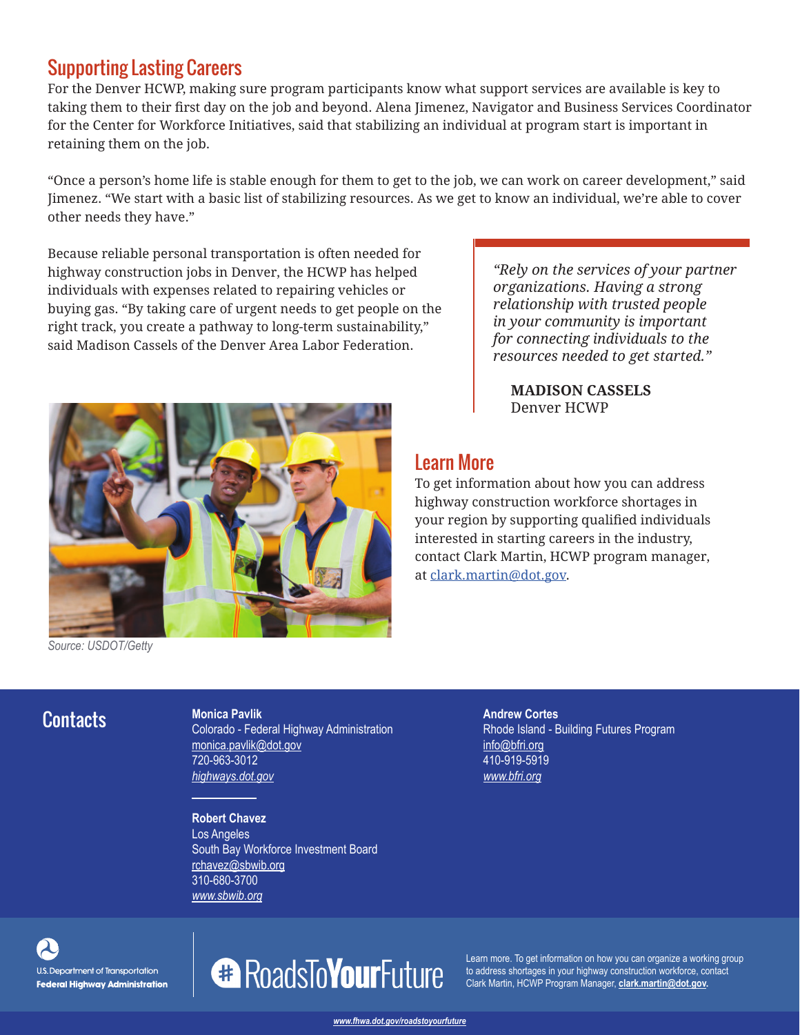## Supporting Lasting Careers

For the Denver HCWP, making sure program participants know what support services are available is key to taking them to their first day on the job and beyond. Alena Jimenez, Navigator and Business Services Coordinator for the Center for Workforce Initiatives, said that stabilizing an individual at program start is important in retaining them on the job.

"Once a person's home life is stable enough for them to get to the job, we can work on career development," said Jimenez. "We start with a basic list of stabilizing resources. As we get to know an individual, we're able to cover other needs they have."

Because reliable personal transportation is often needed for highway construction jobs in Denver, the HCWP has helped individuals with expenses related to repairing vehicles or buying gas. "By taking care of urgent needs to get people on the right track, you create a pathway to long-term sustainability," said Madison Cassels of the Denver Area Labor Federation.

> *"Rely on the services of your partner organizations. Having a strong relationship with trusted people in your community is important for connecting individuals to the resources needed to get started."*
>
> **MADISON CASSELS**
> Denver HCWP

Source: USDOT/Getty

## Learn More

To get information about how you can address highway construction workforce shortages in your region by supporting qualified individuals interested in starting careers in the industry, contact Clark Martin, HCWP program manager, at clark.martin@dot.gov.

## Contacts

**Monica Pavlik**
Colorado - Federal Highway Administration
monica.pavlik@dot.gov
720-963-3012
*highways.dot.gov*

**Robert Chavez**
Los Angeles
South Bay Workforce Investment Board
rchavez@sbwib.org
310-680-3700
*www.sbwib.org*

**Andrew Cortes**
Rhode Island - Building Futures Program
info@bfri.org
410-919-5919
*www.bfri.org*

U.S. Department of Transportation
**Federal Highway Administration**

#RoadsToYourFuture

Learn more. To get information on how you can organize a working group to address shortages in your highway construction workforce, contact Clark Martin, HCWP Program Manager, **clark.martin@dot.gov.**

*www.fhwa.dot.gov/roadstoyourfuture*